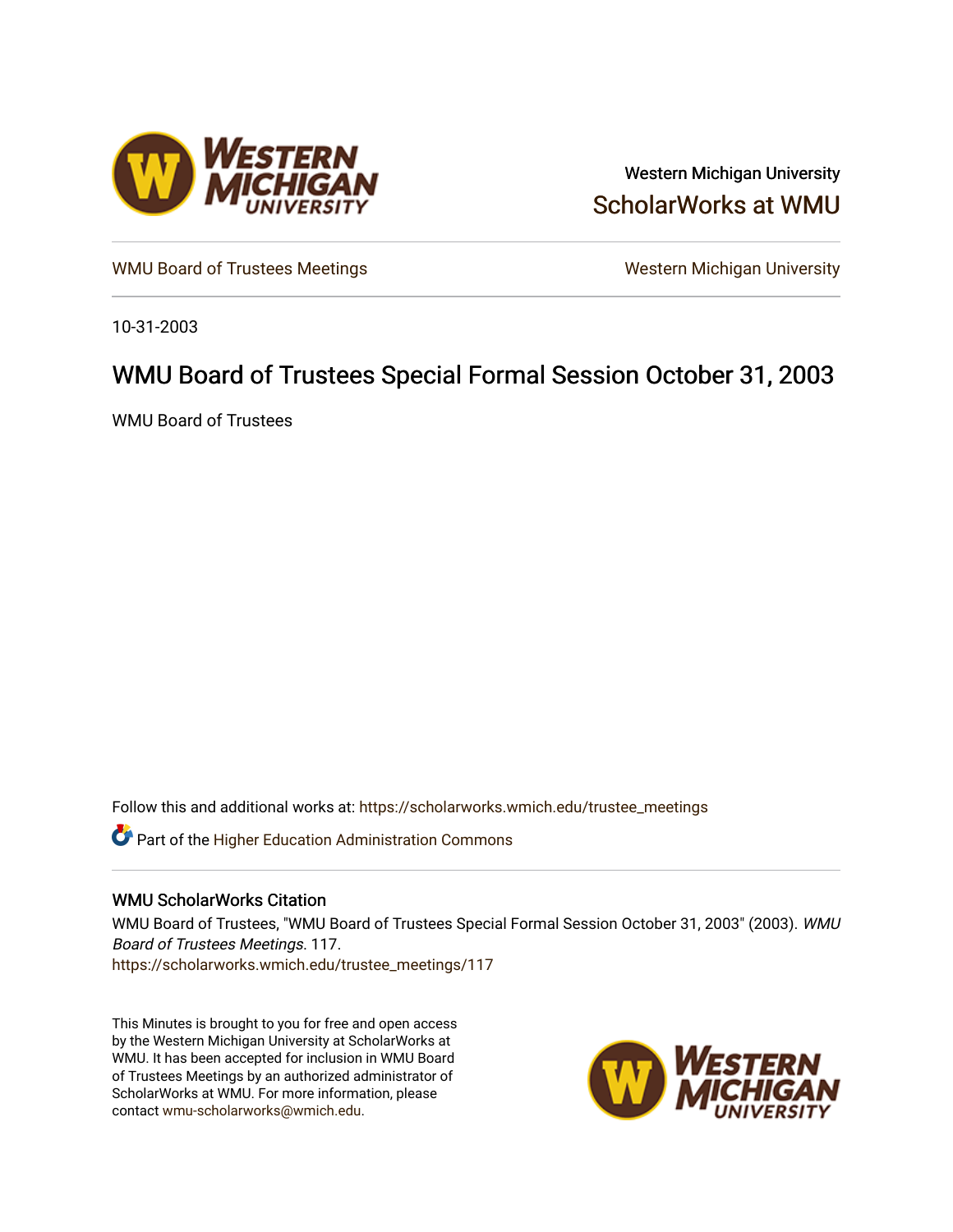Western Michigan University

ScholarWorks at WMU

WMU Board of Trustees Meetings

Western Michigan University

10-31-2003

# WMU Board of Trustees Special Formal Session October 31, 2003

WMU Board of Trustees

Follow this and additional works at: https://scholarworks.wmich.edu/trustee_meetings

Part of the Higher Education Administration Commons

## WMU ScholarWorks Citation

WMU Board of Trustees, "WMU Board of Trustees Special Formal Session October 31, 2003" (2003). *WMU Board of Trustees Meetings*. 117.
https://scholarworks.wmich.edu/trustee_meetings/117

This Minutes is brought to you for free and open access by the Western Michigan University at ScholarWorks at WMU. It has been accepted for inclusion in WMU Board of Trustees Meetings by an authorized administrator of ScholarWorks at WMU. For more information, please contact wmu-scholarworks@wmich.edu.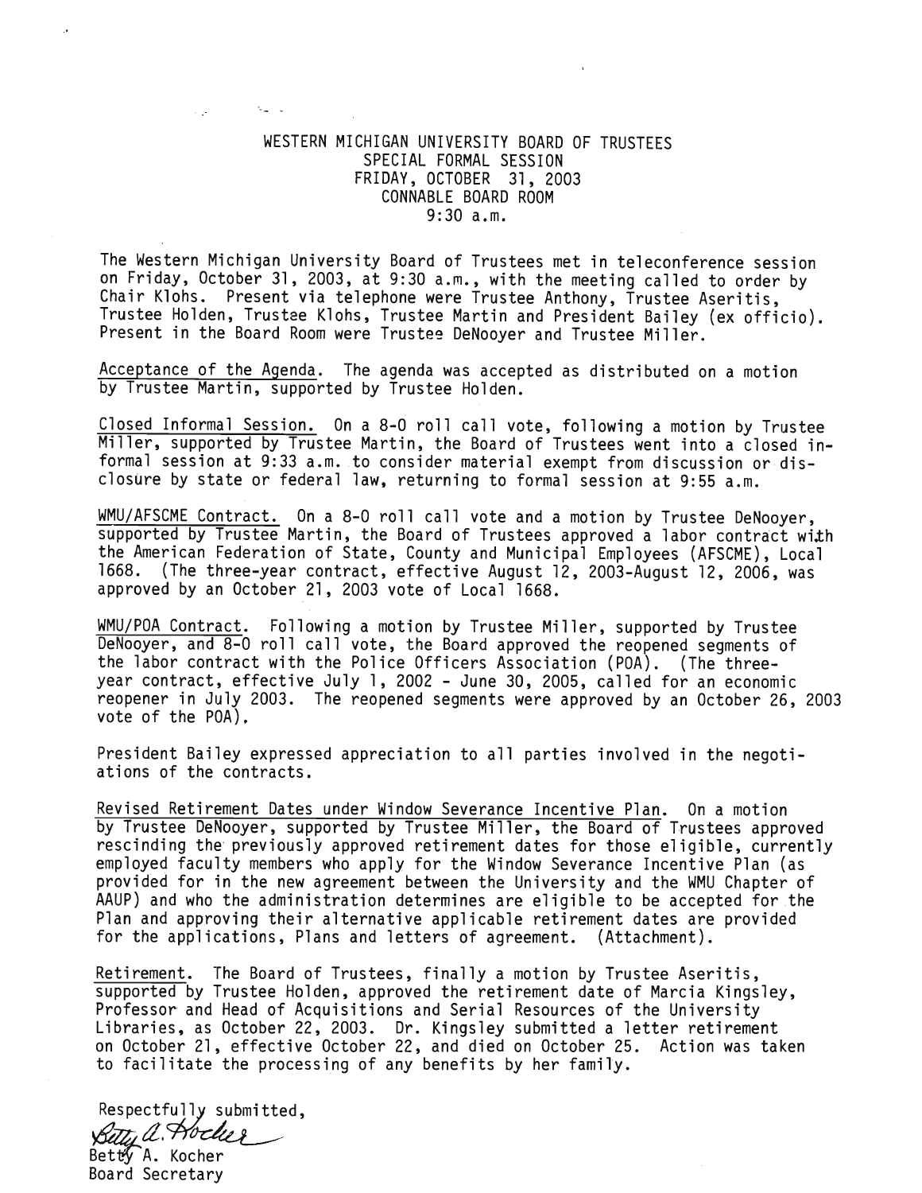WESTERN MICHIGAN UNIVERSITY BOARD OF TRUSTEES
SPECIAL FORMAL SESSION
FRIDAY, OCTOBER 31, 2003
CONNABLE BOARD ROOM
9:30 a.m.

The Western Michigan University Board of Trustees met in teleconference session on Friday, October 31, 2003, at 9:30 a.m., with the meeting called to order by Chair Klohs. Present via telephone were Trustee Anthony, Trustee Aseritis, Trustee Holden, Trustee Klohs, Trustee Martin and President Bailey (ex officio). Present in the Board Room were Trustee DeNooyer and Trustee Miller.

Acceptance of the Agenda. The agenda was accepted as distributed on a motion by Trustee Martin, supported by Trustee Holden.

Closed Informal Session. On a 8-0 roll call vote, following a motion by Trustee Miller, supported by Trustee Martin, the Board of Trustees went into a closed informal session at 9:33 a.m. to consider material exempt from discussion or disclosure by state or federal law, returning to formal session at 9:55 a.m.

WMU/AFSCME Contract. On a 8-0 roll call vote and a motion by Trustee DeNooyer, supported by Trustee Martin, the Board of Trustees approved a labor contract with the American Federation of State, County and Municipal Employees (AFSCME), Local 1668. (The three-year contract, effective August 12, 2003-August 12, 2006, was approved by an October 21, 2003 vote of Local 1668.

WMU/POA Contract. Following a motion by Trustee Miller, supported by Trustee DeNooyer, and 8-0 roll call vote, the Board approved the reopened segments of the labor contract with the Police Officers Association (POA). (The three-year contract, effective July 1, 2002 - June 30, 2005, called for an economic reopener in July 2003. The reopened segments were approved by an October 26, 2003 vote of the POA).

President Bailey expressed appreciation to all parties involved in the negotiations of the contracts.

Revised Retirement Dates under Window Severance Incentive Plan. On a motion by Trustee DeNooyer, supported by Trustee Miller, the Board of Trustees approved rescinding the previously approved retirement dates for those eligible, currently employed faculty members who apply for the Window Severance Incentive Plan (as provided for in the new agreement between the University and the WMU Chapter of AAUP) and who the administration determines are eligible to be accepted for the Plan and approving their alternative applicable retirement dates are provided for the applications, Plans and letters of agreement. (Attachment).

Retirement. The Board of Trustees, finally a motion by Trustee Aseritis, supported by Trustee Holden, approved the retirement date of Marcia Kingsley, Professor and Head of Acquisitions and Serial Resources of the University Libraries, as October 22, 2003. Dr. Kingsley submitted a letter retirement on October 21, effective October 22, and died on October 25. Action was taken to facilitate the processing of any benefits by her family.

Respectfully submitted,

Betty A. Kocher
Board Secretary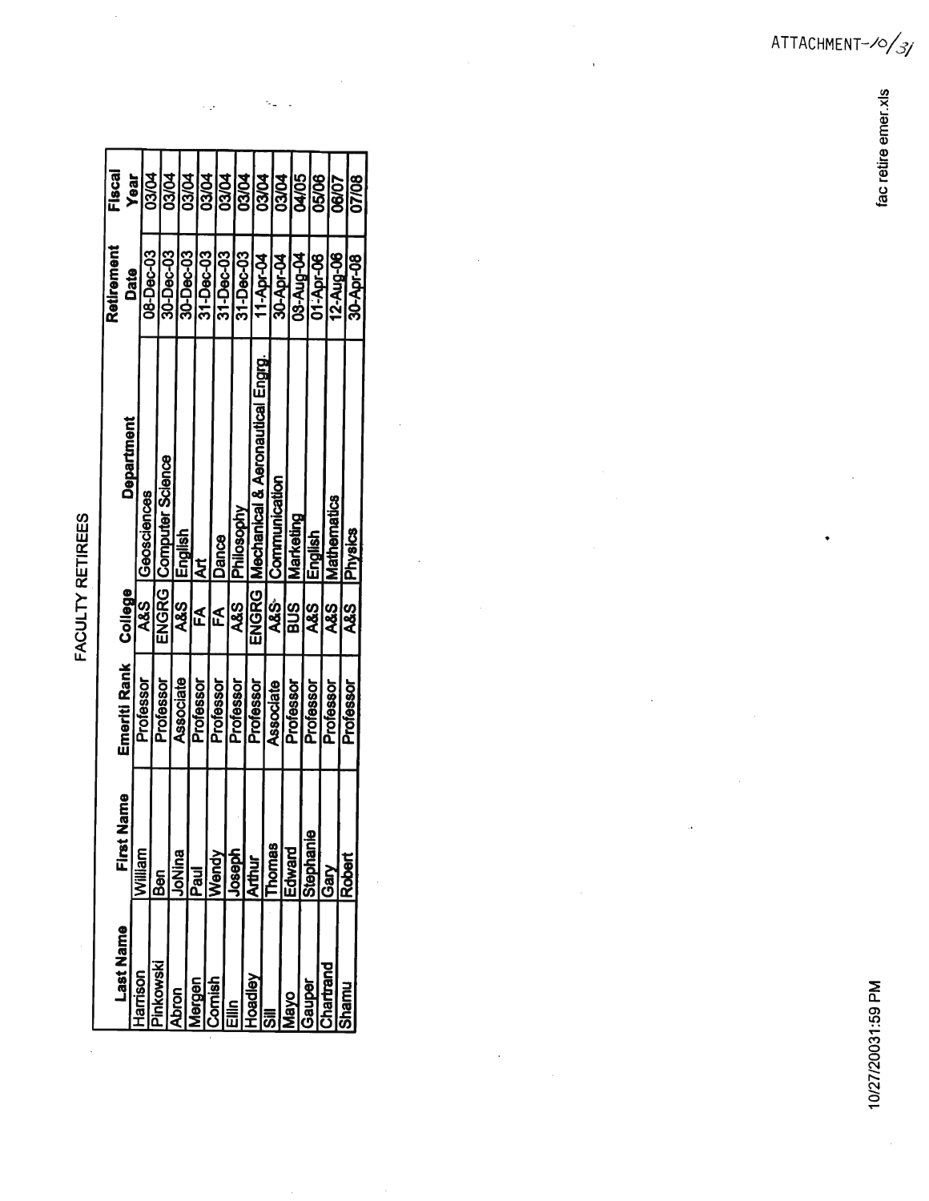ATTACHMENT-10/31

# FACULTY RETIREES

| Last Name | First Name | Emeriti Rank | College | Department | Retirement Date | Fiscal Year |
|---|---|---|---|---|---|---|
| Harrison | William | Professor | A&S | Geosciences | 08-Dec-03 | 03/04 |
| Pinkowski | Ben | Professor | ENGRG | Computer Science | 30-Dec-03 | 03/04 |
| Abron | JoNina | Associate | A&S | English | 30-Dec-03 | 03/04 |
| Mergen | Paul | Professor | FA | Art | 31-Dec-03 | 03/04 |
| Cornish | Wendy | Professor | FA | Dance | 31-Dec-03 | 03/04 |
| Ellin | Joseph | Professor | A&S | Philosophy | 31-Dec-03 | 03/04 |
| Hoadley | Arthur | Professor | ENGRG | Mechanical & Aeronautical Engrg. | 11-Apr-04 | 03/04 |
| Sill | Thomas | Associate | A&S | Communication | 30-Apr-04 | 03/04 |
| Mayo | Edward | Professor | BUS | Marketing | 08-Aug-04 | 04/05 |
| Gauper | Stephanie | Professor | A&S | English | 01-Apr-06 | 05/06 |
| Chartrand | Gary | Professor | A&S | Mathematics | 12-Aug-06 | 06/07 |
| Shamu | Robert | Professor | A&S | Physics | 30-Apr-08 | 07/08 |

fac retire emer.xls

10/27/2003 1:59 PM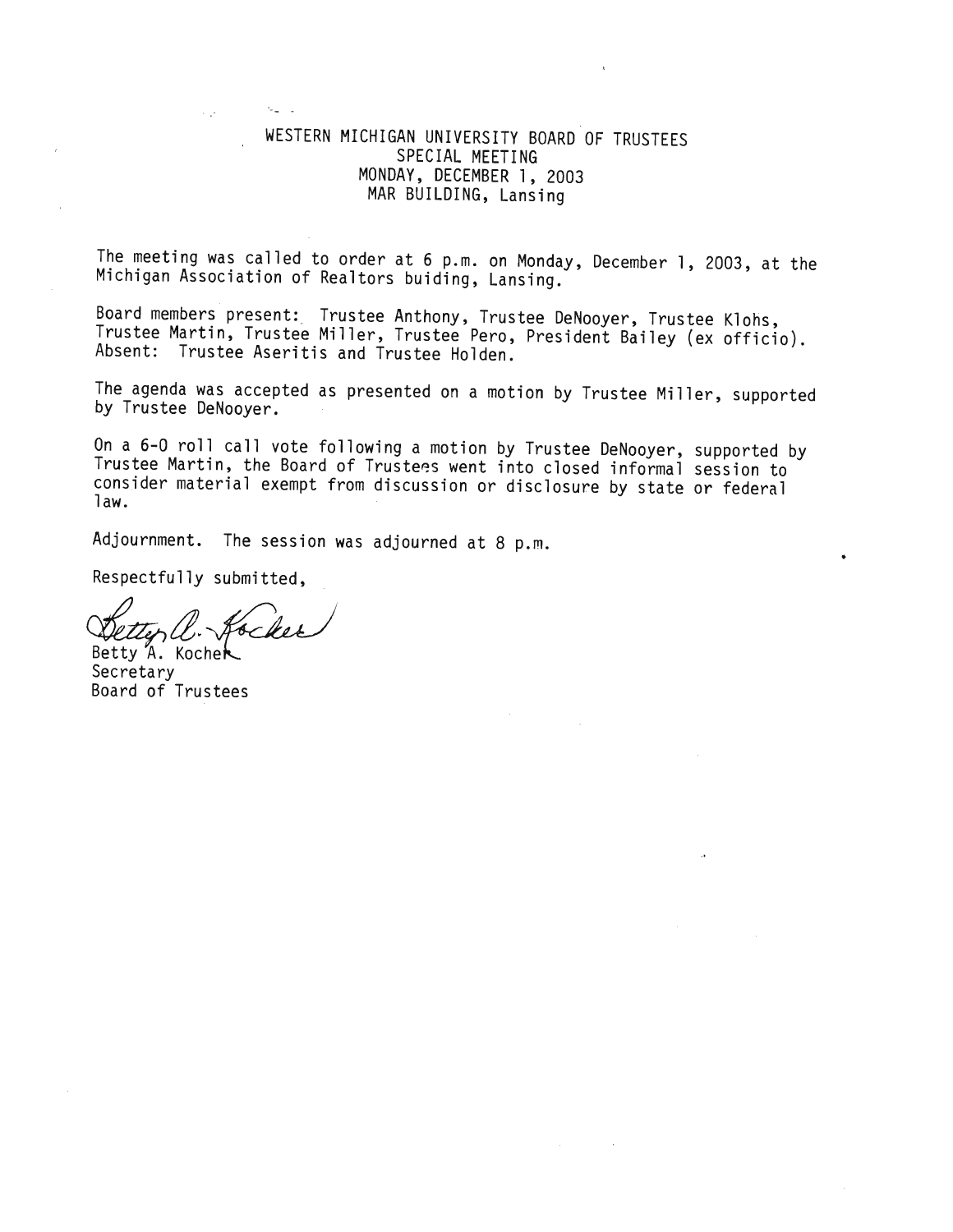# WESTERN MICHIGAN UNIVERSITY BOARD OF TRUSTEES
## SPECIAL MEETING
## MONDAY, DECEMBER 1, 2003
## MAR BUILDING, Lansing

The meeting was called to order at 6 p.m. on Monday, December 1, 2003, at the Michigan Association of Realtors buiding, Lansing.

Board members present: Trustee Anthony, Trustee DeNooyer, Trustee Klohs, Trustee Martin, Trustee Miller, Trustee Pero, President Bailey (ex officio). Absent: Trustee Aseritis and Trustee Holden.

The agenda was accepted as presented on a motion by Trustee Miller, supported by Trustee DeNooyer.

On a 6-0 roll call vote following a motion by Trustee DeNooyer, supported by Trustee Martin, the Board of Trustees went into closed informal session to consider material exempt from discussion or disclosure by state or federal law.

Adjournment. The session was adjourned at 8 p.m.

Respectfully submitted,

Betty A. Kocher
Secretary
Board of Trustees